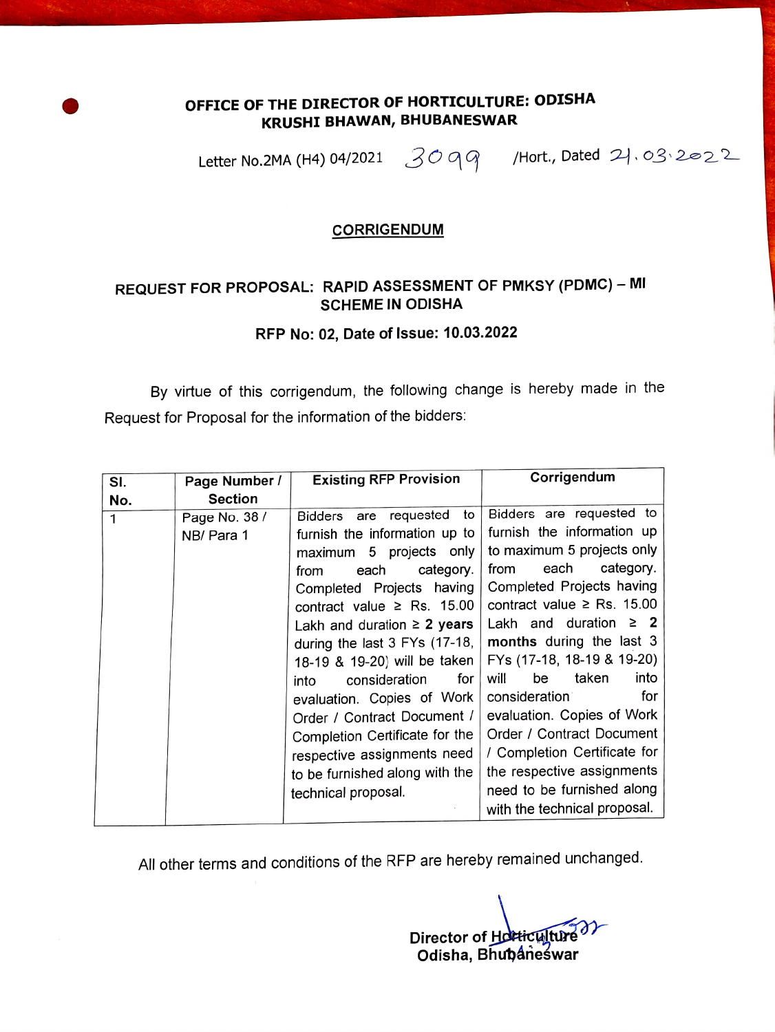**OFFICE OF THE DIRECTOR OF HORTICULTURE: ODISHA**
**KRUSHI BHAWAN, BHUBANESWAR**

Letter No.2MA (H4) 04/2021 3099 /Hort., Dated 21.03.2022

## CORRIGENDUM

### REQUEST FOR PROPOSAL: RAPID ASSESSMENT OF PMKSY (PDMC) – MI SCHEME IN ODISHA

**RFP No: 02, Date of Issue: 10.03.2022**

By virtue of this corrigendum, the following change is hereby made in the Request for Proposal for the information of the bidders:

| Sl. No. | Page Number / Section | Existing RFP Provision | Corrigendum |
|---|---|---|---|
| 1 | Page No. 38 / NB/ Para 1 | Bidders are requested to furnish the information up to maximum 5 projects only from each category. Completed Projects having contract value ≥ Rs. 15.00 Lakh and duration ≥ **2 years** during the last 3 FYs (17-18, 18-19 & 19-20) will be taken into consideration for evaluation. Copies of Work Order / Contract Document / Completion Certificate for the respective assignments need to be furnished along with the technical proposal. | Bidders are requested to furnish the information up to maximum 5 projects only from each category. Completed Projects having contract value ≥ Rs. 15.00 Lakh and duration ≥ **2 months** during the last 3 FYs (17-18, 18-19 & 19-20) will be taken into consideration for evaluation. Copies of Work Order / Contract Document / Completion Certificate for the respective assignments need to be furnished along with the technical proposal. |

All other terms and conditions of the RFP are hereby remained unchanged.

Director of Horticulture
Odisha, Bhubaneswar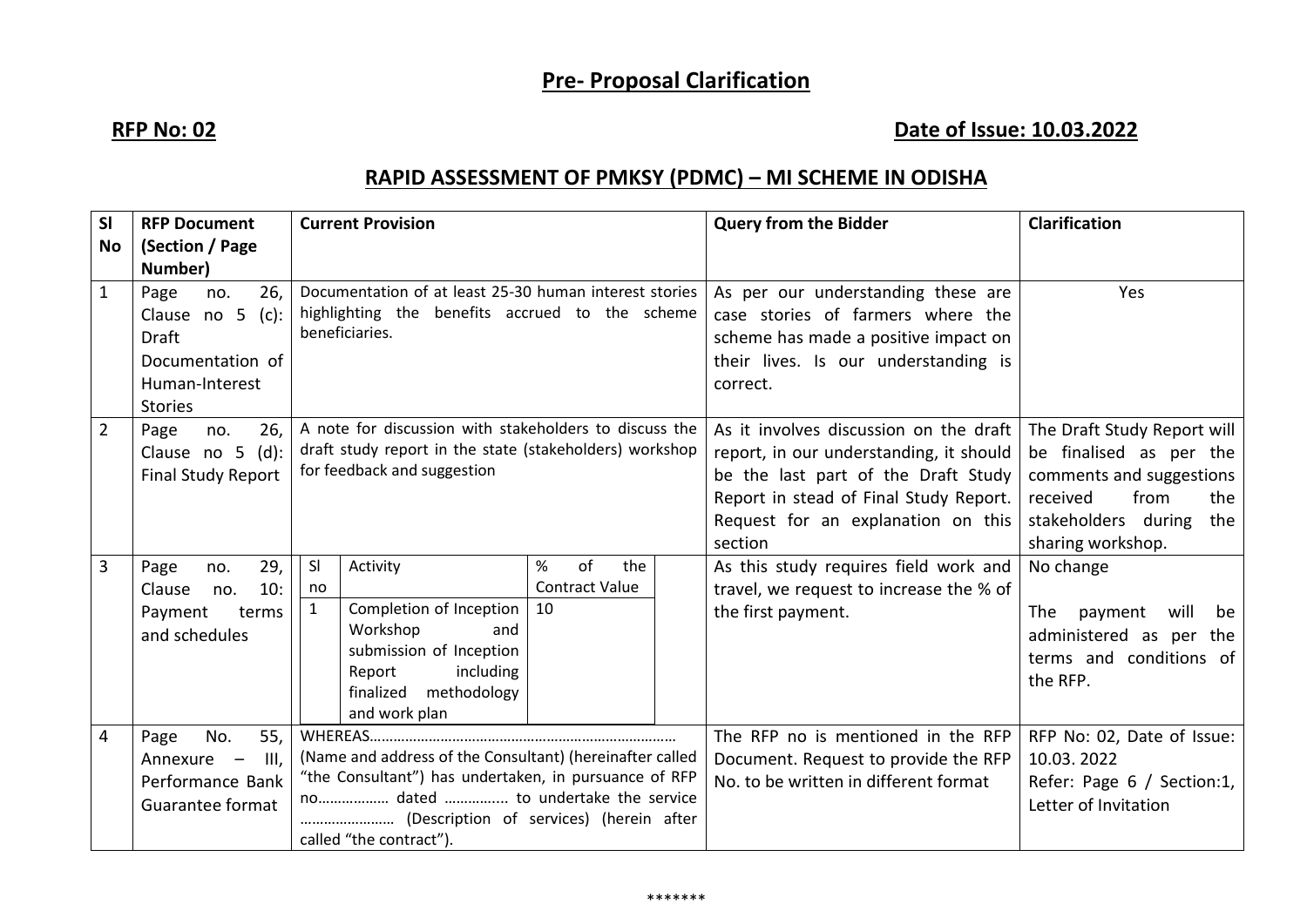# Pre- Proposal Clarification

**RFP No: 02** | **Date of Issue: 10.03.2022**

## RAPID ASSESSMENT OF PMKSY (PDMC) – MI SCHEME IN ODISHA

| Sl No | RFP Document (Section / Page Number) | Current Provision | Query from the Bidder | Clarification |
|---|---|---|---|---|
| 1 | Page no. 26, Clause no 5 (c): Draft Documentation of Human-Interest Stories | Documentation of at least 25-30 human interest stories highlighting the benefits accrued to the scheme beneficiaries. | As per our understanding these are case stories of farmers where the scheme has made a positive impact on their lives. Is our understanding is correct. | Yes |
| 2 | Page no. 26, Clause no 5 (d): Final Study Report | A note for discussion with stakeholders to discuss the draft study report in the state (stakeholders) workshop for feedback and suggestion | As it involves discussion on the draft report, in our understanding, it should be the last part of the Draft Study Report in stead of Final Study Report. Request for an explanation on this section | The Draft Study Report will be finalised as per the comments and suggestions received from the stakeholders during the sharing workshop. |
| 3 | Page no. 29, Clause no. 10: Payment terms and schedules | Sl no: 1; Activity: Completion of Inception Workshop and submission of Inception Report including finalized methodology and work plan; % of the Contract Value: 10 | As this study requires field work and travel, we request to increase the % of the first payment. | No change<br><br>The payment will be administered as per the terms and conditions of the RFP. |
| 4 | Page No. 55, Annexure – III, Performance Bank Guarantee format | WHEREAS………………………………………………………………… (Name and address of the Consultant) (hereinafter called "the Consultant") has undertaken, in pursuance of RFP no……………… dated …………..... to undertake the service …………………… (Description of services) (herein after called "the contract"). | The RFP no is mentioned in the RFP Document. Request to provide the RFP No. to be written in different format | RFP No: 02, Date of Issue: 10.03. 2022<br>Refer: Page 6 / Section:1, Letter of Invitation |

\*\*\*\*\*\*\*